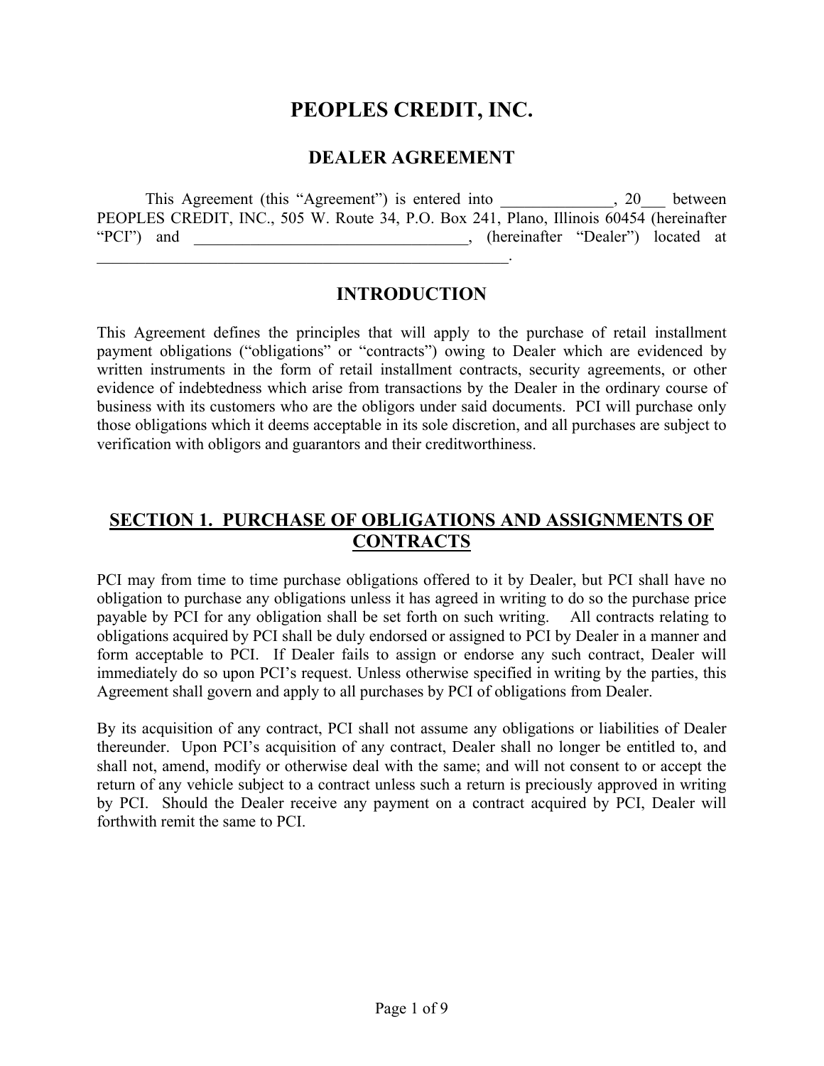# PEOPLES CREDIT, INC.

## DEALER AGREEMENT

This Agreement (this "Agreement") is entered into ______________, 20___ between PEOPLES CREDIT, INC., 505 W. Route 34, P.O. Box 241, Plano, Illinois 60454 (hereinafter "PCI") and ___________________________________, (hereinafter "Dealer") located at _____________________________________________________.

## INTRODUCTION

This Agreement defines the principles that will apply to the purchase of retail installment payment obligations ("obligations" or "contracts") owing to Dealer which are evidenced by written instruments in the form of retail installment contracts, security agreements, or other evidence of indebtedness which arise from transactions by the Dealer in the ordinary course of business with its customers who are the obligors under said documents. PCI will purchase only those obligations which it deems acceptable in its sole discretion, and all purchases are subject to verification with obligors and guarantors and their creditworthiness.

## SECTION 1. PURCHASE OF OBLIGATIONS AND ASSIGNMENTS OF CONTRACTS

PCI may from time to time purchase obligations offered to it by Dealer, but PCI shall have no obligation to purchase any obligations unless it has agreed in writing to do so the purchase price payable by PCI for any obligation shall be set forth on such writing. All contracts relating to obligations acquired by PCI shall be duly endorsed or assigned to PCI by Dealer in a manner and form acceptable to PCI. If Dealer fails to assign or endorse any such contract, Dealer will immediately do so upon PCI's request. Unless otherwise specified in writing by the parties, this Agreement shall govern and apply to all purchases by PCI of obligations from Dealer.

By its acquisition of any contract, PCI shall not assume any obligations or liabilities of Dealer thereunder. Upon PCI's acquisition of any contract, Dealer shall no longer be entitled to, and shall not, amend, modify or otherwise deal with the same; and will not consent to or accept the return of any vehicle subject to a contract unless such a return is preciously approved in writing by PCI. Should the Dealer receive any payment on a contract acquired by PCI, Dealer will forthwith remit the same to PCI.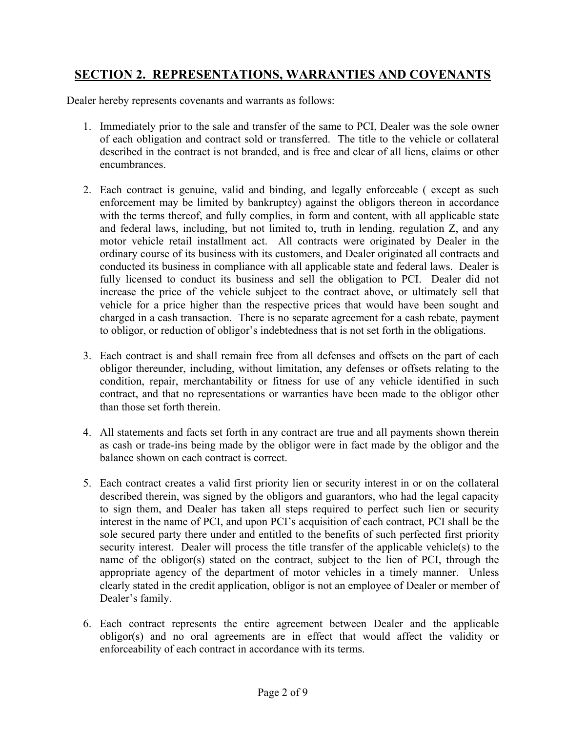## SECTION 2. REPRESENTATIONS, WARRANTIES AND COVENANTS

Dealer hereby represents covenants and warrants as follows:

1. Immediately prior to the sale and transfer of the same to PCI, Dealer was the sole owner of each obligation and contract sold or transferred. The title to the vehicle or collateral described in the contract is not branded, and is free and clear of all liens, claims or other encumbrances.

2. Each contract is genuine, valid and binding, and legally enforceable ( except as such enforcement may be limited by bankruptcy) against the obligors thereon in accordance with the terms thereof, and fully complies, in form and content, with all applicable state and federal laws, including, but not limited to, truth in lending, regulation Z, and any motor vehicle retail installment act. All contracts were originated by Dealer in the ordinary course of its business with its customers, and Dealer originated all contracts and conducted its business in compliance with all applicable state and federal laws. Dealer is fully licensed to conduct its business and sell the obligation to PCI. Dealer did not increase the price of the vehicle subject to the contract above, or ultimately sell that vehicle for a price higher than the respective prices that would have been sought and charged in a cash transaction. There is no separate agreement for a cash rebate, payment to obligor, or reduction of obligor's indebtedness that is not set forth in the obligations.

3. Each contract is and shall remain free from all defenses and offsets on the part of each obligor thereunder, including, without limitation, any defenses or offsets relating to the condition, repair, merchantability or fitness for use of any vehicle identified in such contract, and that no representations or warranties have been made to the obligor other than those set forth therein.

4. All statements and facts set forth in any contract are true and all payments shown therein as cash or trade-ins being made by the obligor were in fact made by the obligor and the balance shown on each contract is correct.

5. Each contract creates a valid first priority lien or security interest in or on the collateral described therein, was signed by the obligors and guarantors, who had the legal capacity to sign them, and Dealer has taken all steps required to perfect such lien or security interest in the name of PCI, and upon PCI's acquisition of each contract, PCI shall be the sole secured party there under and entitled to the benefits of such perfected first priority security interest. Dealer will process the title transfer of the applicable vehicle(s) to the name of the obligor(s) stated on the contract, subject to the lien of PCI, through the appropriate agency of the department of motor vehicles in a timely manner. Unless clearly stated in the credit application, obligor is not an employee of Dealer or member of Dealer's family.

6. Each contract represents the entire agreement between Dealer and the applicable obligor(s) and no oral agreements are in effect that would affect the validity or enforceability of each contract in accordance with its terms.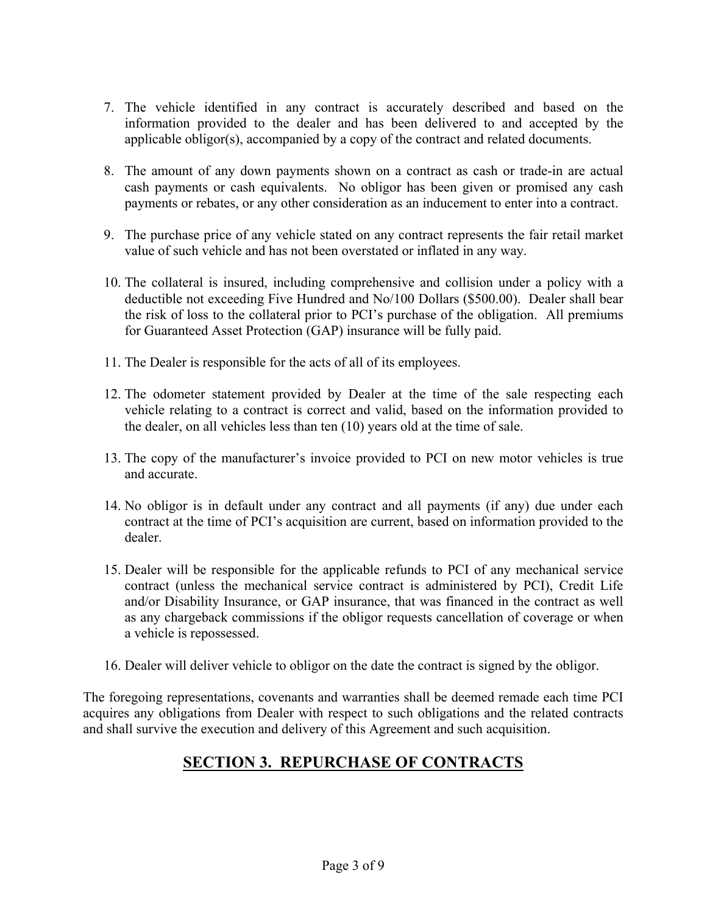7. The vehicle identified in any contract is accurately described and based on the information provided to the dealer and has been delivered to and accepted by the applicable obligor(s), accompanied by a copy of the contract and related documents.

8. The amount of any down payments shown on a contract as cash or trade-in are actual cash payments or cash equivalents. No obligor has been given or promised any cash payments or rebates, or any other consideration as an inducement to enter into a contract.

9. The purchase price of any vehicle stated on any contract represents the fair retail market value of such vehicle and has not been overstated or inflated in any way.

10. The collateral is insured, including comprehensive and collision under a policy with a deductible not exceeding Five Hundred and No/100 Dollars ($500.00). Dealer shall bear the risk of loss to the collateral prior to PCI's purchase of the obligation. All premiums for Guaranteed Asset Protection (GAP) insurance will be fully paid.

11. The Dealer is responsible for the acts of all of its employees.

12. The odometer statement provided by Dealer at the time of the sale respecting each vehicle relating to a contract is correct and valid, based on the information provided to the dealer, on all vehicles less than ten (10) years old at the time of sale.

13. The copy of the manufacturer's invoice provided to PCI on new motor vehicles is true and accurate.

14. No obligor is in default under any contract and all payments (if any) due under each contract at the time of PCI's acquisition are current, based on information provided to the dealer.

15. Dealer will be responsible for the applicable refunds to PCI of any mechanical service contract (unless the mechanical service contract is administered by PCI), Credit Life and/or Disability Insurance, or GAP insurance, that was financed in the contract as well as any chargeback commissions if the obligor requests cancellation of coverage or when a vehicle is repossessed.

16. Dealer will deliver vehicle to obligor on the date the contract is signed by the obligor.

The foregoing representations, covenants and warranties shall be deemed remade each time PCI acquires any obligations from Dealer with respect to such obligations and the related contracts and shall survive the execution and delivery of this Agreement and such acquisition.

## SECTION 3. REPURCHASE OF CONTRACTS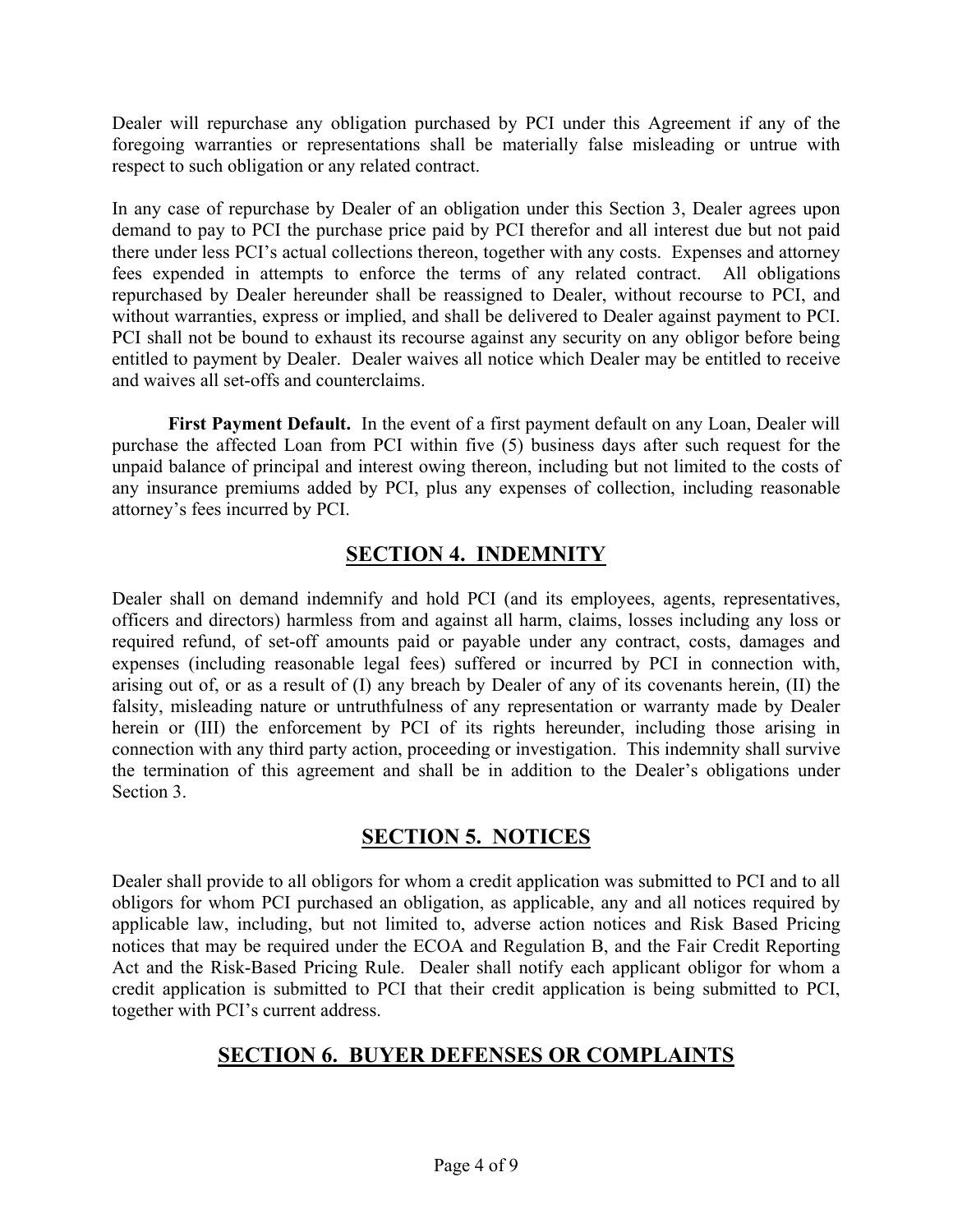Dealer will repurchase any obligation purchased by PCI under this Agreement if any of the foregoing warranties or representations shall be materially false misleading or untrue with respect to such obligation or any related contract.

In any case of repurchase by Dealer of an obligation under this Section 3, Dealer agrees upon demand to pay to PCI the purchase price paid by PCI therefor and all interest due but not paid there under less PCI's actual collections thereon, together with any costs. Expenses and attorney fees expended in attempts to enforce the terms of any related contract. All obligations repurchased by Dealer hereunder shall be reassigned to Dealer, without recourse to PCI, and without warranties, express or implied, and shall be delivered to Dealer against payment to PCI. PCI shall not be bound to exhaust its recourse against any security on any obligor before being entitled to payment by Dealer. Dealer waives all notice which Dealer may be entitled to receive and waives all set-offs and counterclaims.

**First Payment Default.** In the event of a first payment default on any Loan, Dealer will purchase the affected Loan from PCI within five (5) business days after such request for the unpaid balance of principal and interest owing thereon, including but not limited to the costs of any insurance premiums added by PCI, plus any expenses of collection, including reasonable attorney's fees incurred by PCI.

## SECTION 4. INDEMNITY

Dealer shall on demand indemnify and hold PCI (and its employees, agents, representatives, officers and directors) harmless from and against all harm, claims, losses including any loss or required refund, of set-off amounts paid or payable under any contract, costs, damages and expenses (including reasonable legal fees) suffered or incurred by PCI in connection with, arising out of, or as a result of (I) any breach by Dealer of any of its covenants herein, (II) the falsity, misleading nature or untruthfulness of any representation or warranty made by Dealer herein or (III) the enforcement by PCI of its rights hereunder, including those arising in connection with any third party action, proceeding or investigation. This indemnity shall survive the termination of this agreement and shall be in addition to the Dealer's obligations under Section 3.

## SECTION 5. NOTICES

Dealer shall provide to all obligors for whom a credit application was submitted to PCI and to all obligors for whom PCI purchased an obligation, as applicable, any and all notices required by applicable law, including, but not limited to, adverse action notices and Risk Based Pricing notices that may be required under the ECOA and Regulation B, and the Fair Credit Reporting Act and the Risk-Based Pricing Rule. Dealer shall notify each applicant obligor for whom a credit application is submitted to PCI that their credit application is being submitted to PCI, together with PCI's current address.

## SECTION 6. BUYER DEFENSES OR COMPLAINTS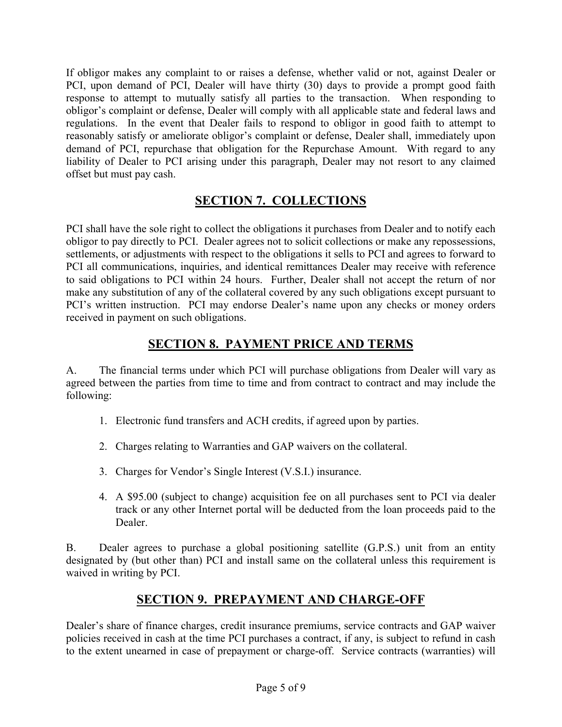If obligor makes any complaint to or raises a defense, whether valid or not, against Dealer or PCI, upon demand of PCI, Dealer will have thirty (30) days to provide a prompt good faith response to attempt to mutually satisfy all parties to the transaction. When responding to obligor's complaint or defense, Dealer will comply with all applicable state and federal laws and regulations. In the event that Dealer fails to respond to obligor in good faith to attempt to reasonably satisfy or ameliorate obligor's complaint or defense, Dealer shall, immediately upon demand of PCI, repurchase that obligation for the Repurchase Amount. With regard to any liability of Dealer to PCI arising under this paragraph, Dealer may not resort to any claimed offset but must pay cash.

## SECTION 7. COLLECTIONS

PCI shall have the sole right to collect the obligations it purchases from Dealer and to notify each obligor to pay directly to PCI. Dealer agrees not to solicit collections or make any repossessions, settlements, or adjustments with respect to the obligations it sells to PCI and agrees to forward to PCI all communications, inquiries, and identical remittances Dealer may receive with reference to said obligations to PCI within 24 hours. Further, Dealer shall not accept the return of nor make any substitution of any of the collateral covered by any such obligations except pursuant to PCI's written instruction. PCI may endorse Dealer's name upon any checks or money orders received in payment on such obligations.

## SECTION 8. PAYMENT PRICE AND TERMS

A. The financial terms under which PCI will purchase obligations from Dealer will vary as agreed between the parties from time to time and from contract to contract and may include the following:

1. Electronic fund transfers and ACH credits, if agreed upon by parties.
2. Charges relating to Warranties and GAP waivers on the collateral.
3. Charges for Vendor's Single Interest (V.S.I.) insurance.
4. A $95.00 (subject to change) acquisition fee on all purchases sent to PCI via dealer track or any other Internet portal will be deducted from the loan proceeds paid to the Dealer.

B. Dealer agrees to purchase a global positioning satellite (G.P.S.) unit from an entity designated by (but other than) PCI and install same on the collateral unless this requirement is waived in writing by PCI.

## SECTION 9. PREPAYMENT AND CHARGE-OFF

Dealer's share of finance charges, credit insurance premiums, service contracts and GAP waiver policies received in cash at the time PCI purchases a contract, if any, is subject to refund in cash to the extent unearned in case of prepayment or charge-off. Service contracts (warranties) will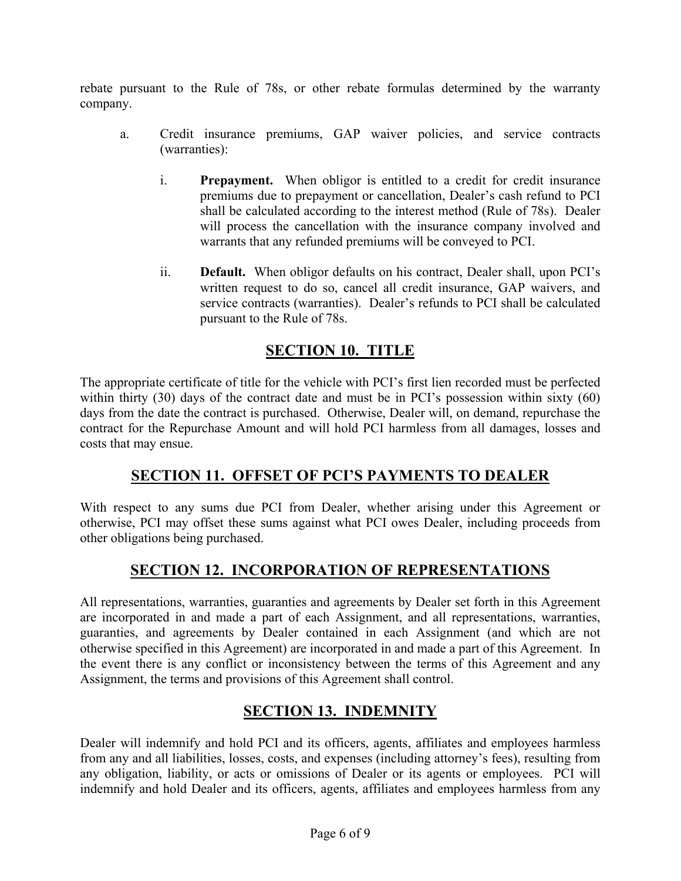rebate pursuant to the Rule of 78s, or other rebate formulas determined by the warranty company.

a. Credit insurance premiums, GAP waiver policies, and service contracts (warranties):

   i. **Prepayment.** When obligor is entitled to a credit for credit insurance premiums due to prepayment or cancellation, Dealer's cash refund to PCI shall be calculated according to the interest method (Rule of 78s). Dealer will process the cancellation with the insurance company involved and warrants that any refunded premiums will be conveyed to PCI.

   ii. **Default.** When obligor defaults on his contract, Dealer shall, upon PCI's written request to do so, cancel all credit insurance, GAP waivers, and service contracts (warranties). Dealer's refunds to PCI shall be calculated pursuant to the Rule of 78s.

## SECTION 10. TITLE

The appropriate certificate of title for the vehicle with PCI's first lien recorded must be perfected within thirty (30) days of the contract date and must be in PCI's possession within sixty (60) days from the date the contract is purchased. Otherwise, Dealer will, on demand, repurchase the contract for the Repurchase Amount and will hold PCI harmless from all damages, losses and costs that may ensue.

## SECTION 11. OFFSET OF PCI'S PAYMENTS TO DEALER

With respect to any sums due PCI from Dealer, whether arising under this Agreement or otherwise, PCI may offset these sums against what PCI owes Dealer, including proceeds from other obligations being purchased.

## SECTION 12. INCORPORATION OF REPRESENTATIONS

All representations, warranties, guaranties and agreements by Dealer set forth in this Agreement are incorporated in and made a part of each Assignment, and all representations, warranties, guaranties, and agreements by Dealer contained in each Assignment (and which are not otherwise specified in this Agreement) are incorporated in and made a part of this Agreement. In the event there is any conflict or inconsistency between the terms of this Agreement and any Assignment, the terms and provisions of this Agreement shall control.

## SECTION 13. INDEMNITY

Dealer will indemnify and hold PCI and its officers, agents, affiliates and employees harmless from any and all liabilities, losses, costs, and expenses (including attorney's fees), resulting from any obligation, liability, or acts or omissions of Dealer or its agents or employees. PCI will indemnify and hold Dealer and its officers, agents, affiliates and employees harmless from any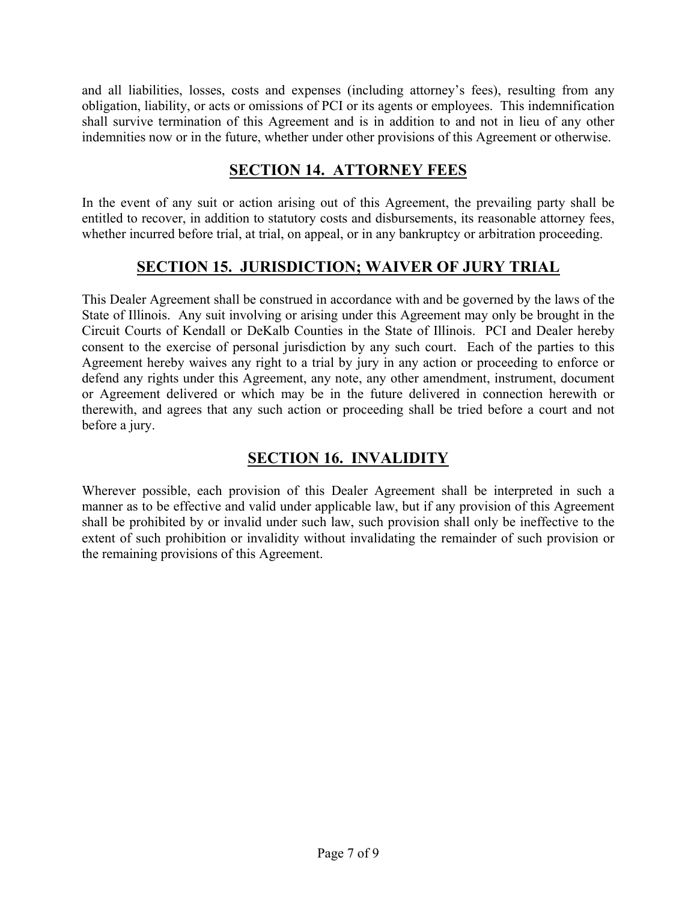and all liabilities, losses, costs and expenses (including attorney's fees), resulting from any obligation, liability, or acts or omissions of PCI or its agents or employees. This indemnification shall survive termination of this Agreement and is in addition to and not in lieu of any other indemnities now or in the future, whether under other provisions of this Agreement or otherwise.

## SECTION 14. ATTORNEY FEES

In the event of any suit or action arising out of this Agreement, the prevailing party shall be entitled to recover, in addition to statutory costs and disbursements, its reasonable attorney fees, whether incurred before trial, at trial, on appeal, or in any bankruptcy or arbitration proceeding.

## SECTION 15. JURISDICTION; WAIVER OF JURY TRIAL

This Dealer Agreement shall be construed in accordance with and be governed by the laws of the State of Illinois. Any suit involving or arising under this Agreement may only be brought in the Circuit Courts of Kendall or DeKalb Counties in the State of Illinois. PCI and Dealer hereby consent to the exercise of personal jurisdiction by any such court. Each of the parties to this Agreement hereby waives any right to a trial by jury in any action or proceeding to enforce or defend any rights under this Agreement, any note, any other amendment, instrument, document or Agreement delivered or which may be in the future delivered in connection herewith or therewith, and agrees that any such action or proceeding shall be tried before a court and not before a jury.

## SECTION 16. INVALIDITY

Wherever possible, each provision of this Dealer Agreement shall be interpreted in such a manner as to be effective and valid under applicable law, but if any provision of this Agreement shall be prohibited by or invalid under such law, such provision shall only be ineffective to the extent of such prohibition or invalidity without invalidating the remainder of such provision or the remaining provisions of this Agreement.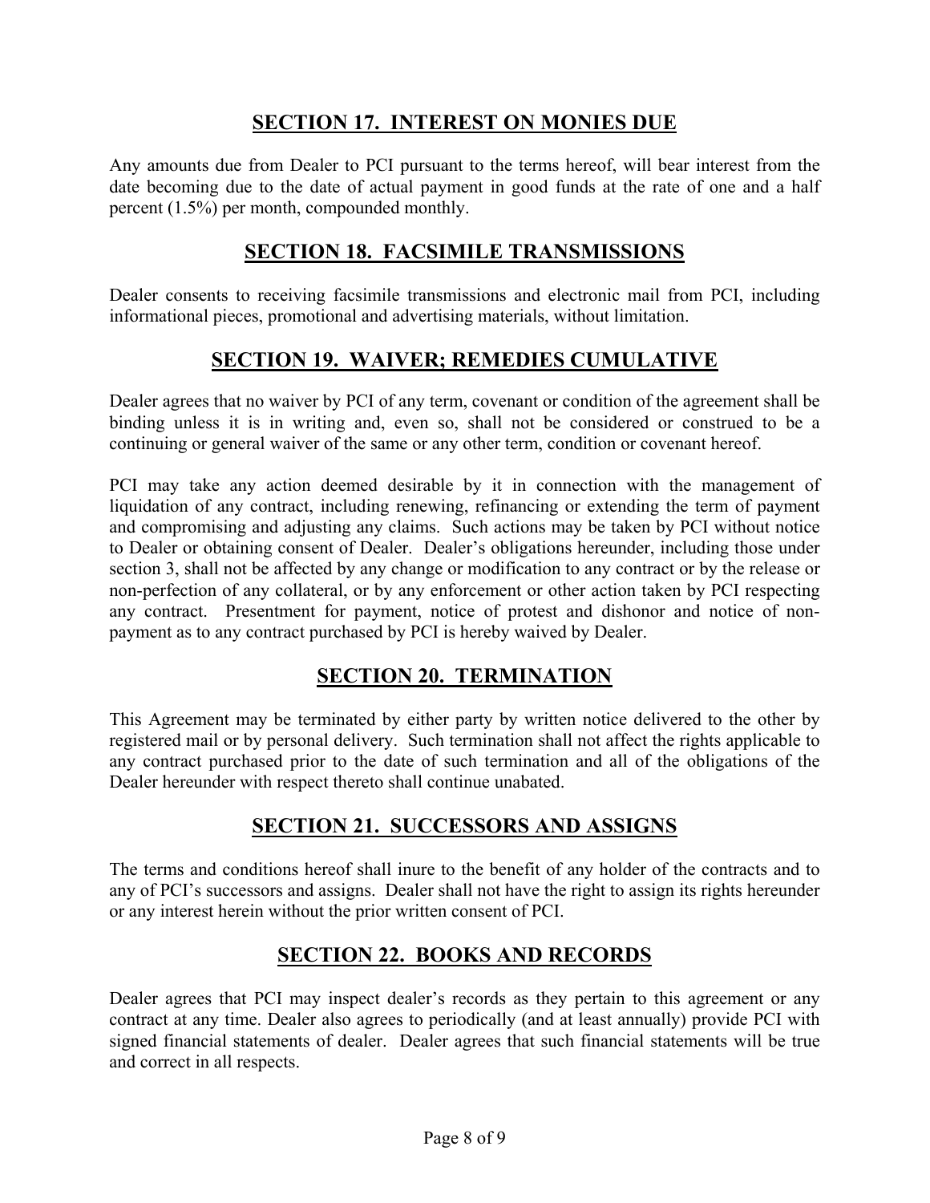## SECTION 17. INTEREST ON MONIES DUE

Any amounts due from Dealer to PCI pursuant to the terms hereof, will bear interest from the date becoming due to the date of actual payment in good funds at the rate of one and a half percent (1.5%) per month, compounded monthly.

## SECTION 18. FACSIMILE TRANSMISSIONS

Dealer consents to receiving facsimile transmissions and electronic mail from PCI, including informational pieces, promotional and advertising materials, without limitation.

## SECTION 19. WAIVER; REMEDIES CUMULATIVE

Dealer agrees that no waiver by PCI of any term, covenant or condition of the agreement shall be binding unless it is in writing and, even so, shall not be considered or construed to be a continuing or general waiver of the same or any other term, condition or covenant hereof.

PCI may take any action deemed desirable by it in connection with the management of liquidation of any contract, including renewing, refinancing or extending the term of payment and compromising and adjusting any claims. Such actions may be taken by PCI without notice to Dealer or obtaining consent of Dealer. Dealer's obligations hereunder, including those under section 3, shall not be affected by any change or modification to any contract or by the release or non-perfection of any collateral, or by any enforcement or other action taken by PCI respecting any contract. Presentment for payment, notice of protest and dishonor and notice of non-payment as to any contract purchased by PCI is hereby waived by Dealer.

## SECTION 20. TERMINATION

This Agreement may be terminated by either party by written notice delivered to the other by registered mail or by personal delivery. Such termination shall not affect the rights applicable to any contract purchased prior to the date of such termination and all of the obligations of the Dealer hereunder with respect thereto shall continue unabated.

## SECTION 21. SUCCESSORS AND ASSIGNS

The terms and conditions hereof shall inure to the benefit of any holder of the contracts and to any of PCI's successors and assigns. Dealer shall not have the right to assign its rights hereunder or any interest herein without the prior written consent of PCI.

## SECTION 22. BOOKS AND RECORDS

Dealer agrees that PCI may inspect dealer's records as they pertain to this agreement or any contract at any time. Dealer also agrees to periodically (and at least annually) provide PCI with signed financial statements of dealer. Dealer agrees that such financial statements will be true and correct in all respects.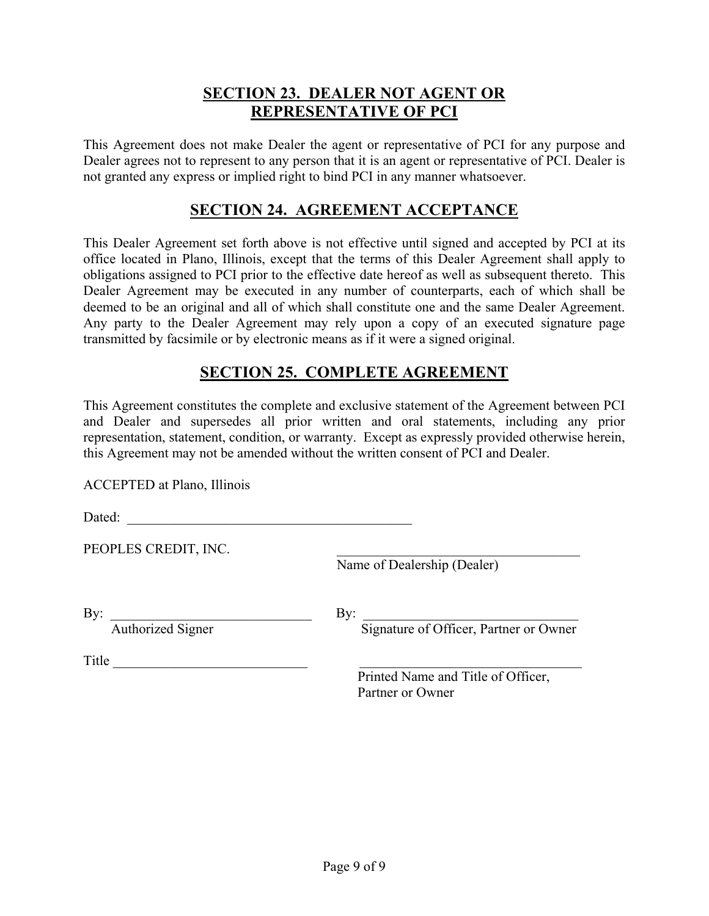## SECTION 23. DEALER NOT AGENT OR REPRESENTATIVE OF PCI

This Agreement does not make Dealer the agent or representative of PCI for any purpose and Dealer agrees not to represent to any person that it is an agent or representative of PCI. Dealer is not granted any express or implied right to bind PCI in any manner whatsoever.

## SECTION 24. AGREEMENT ACCEPTANCE

This Dealer Agreement set forth above is not effective until signed and accepted by PCI at its office located in Plano, Illinois, except that the terms of this Dealer Agreement shall apply to obligations assigned to PCI prior to the effective date hereof as well as subsequent thereto. This Dealer Agreement may be executed in any number of counterparts, each of which shall be deemed to be an original and all of which shall constitute one and the same Dealer Agreement. Any party to the Dealer Agreement may rely upon a copy of an executed signature page transmitted by facsimile or by electronic means as if it were a signed original.

## SECTION 25. COMPLETE AGREEMENT

This Agreement constitutes the complete and exclusive statement of the Agreement between PCI and Dealer and supersedes all prior written and oral statements, including any prior representation, statement, condition, or warranty. Except as expressly provided otherwise herein, this Agreement may not be amended without the written consent of PCI and Dealer.

ACCEPTED at Plano, Illinois

Dated: ___________________________________________

PEOPLES CREDIT, INC.

By: _____________________________
Authorized Signer

Title ____________________________

_____________________________________
Name of Dealership (Dealer)

By: _______________________________
Signature of Officer, Partner or Owner

_________________________________
Printed Name and Title of Officer, Partner or Owner